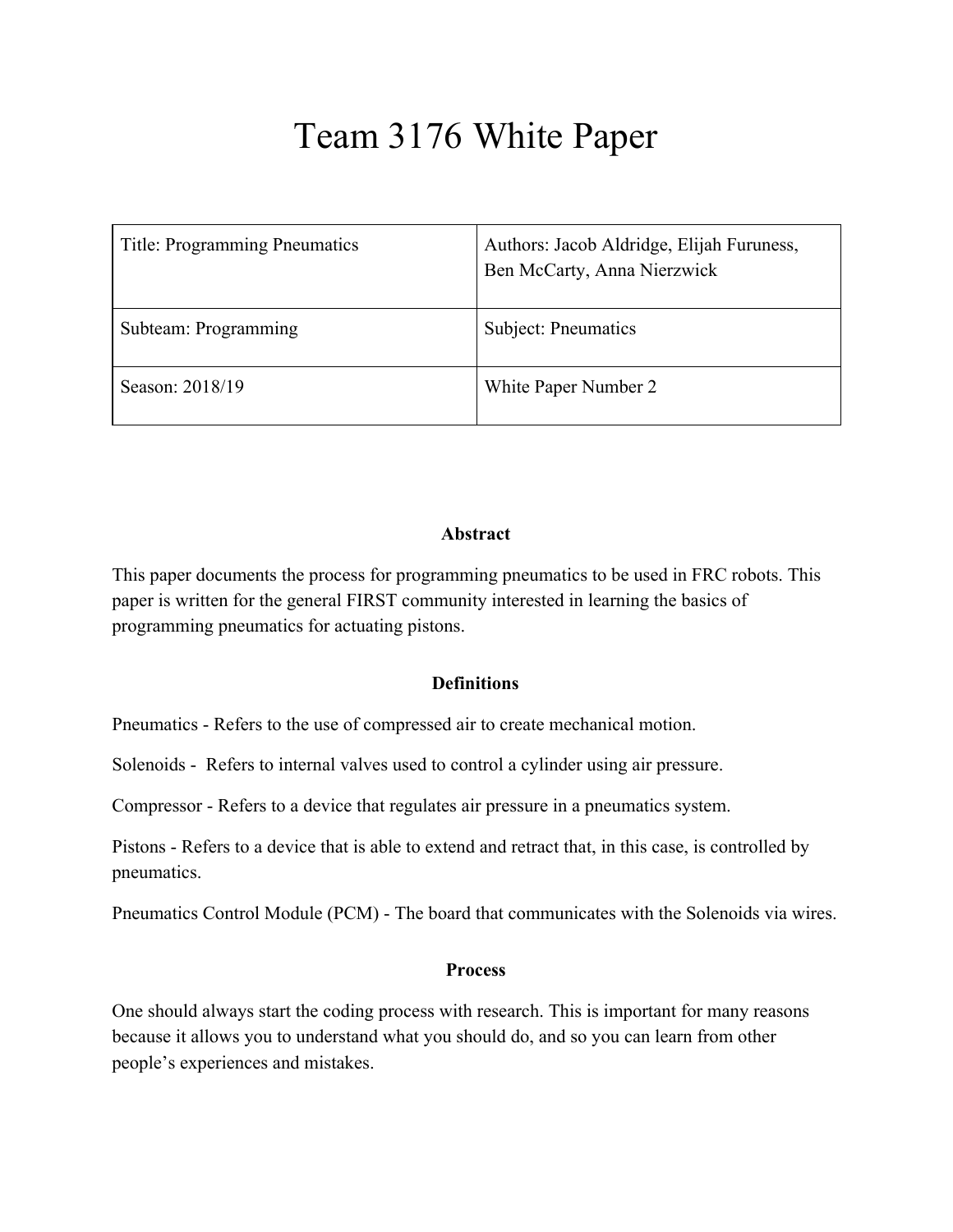# Team 3176 White Paper

| Title: Programming Pneumatics | Authors: Jacob Aldridge, Elijah Furuness, Ben McCarty, Anna Nierzwick |
|---|---|
| Subteam: Programming | Subject: Pneumatics |
| Season: 2018/19 | White Paper Number 2 |

**Abstract**

This paper documents the process for programming pneumatics to be used in FRC robots. This paper is written for the general FIRST community interested in learning the basics of programming pneumatics for actuating pistons.

**Definitions**

Pneumatics - Refers to the use of compressed air to create mechanical motion.

Solenoids - Refers to internal valves used to control a cylinder using air pressure.

Compressor - Refers to a device that regulates air pressure in a pneumatics system.

Pistons - Refers to a device that is able to extend and retract that, in this case, is controlled by pneumatics.

Pneumatics Control Module (PCM) - The board that communicates with the Solenoids via wires.

**Process**

One should always start the coding process with research. This is important for many reasons because it allows you to understand what you should do, and so you can learn from other people's experiences and mistakes.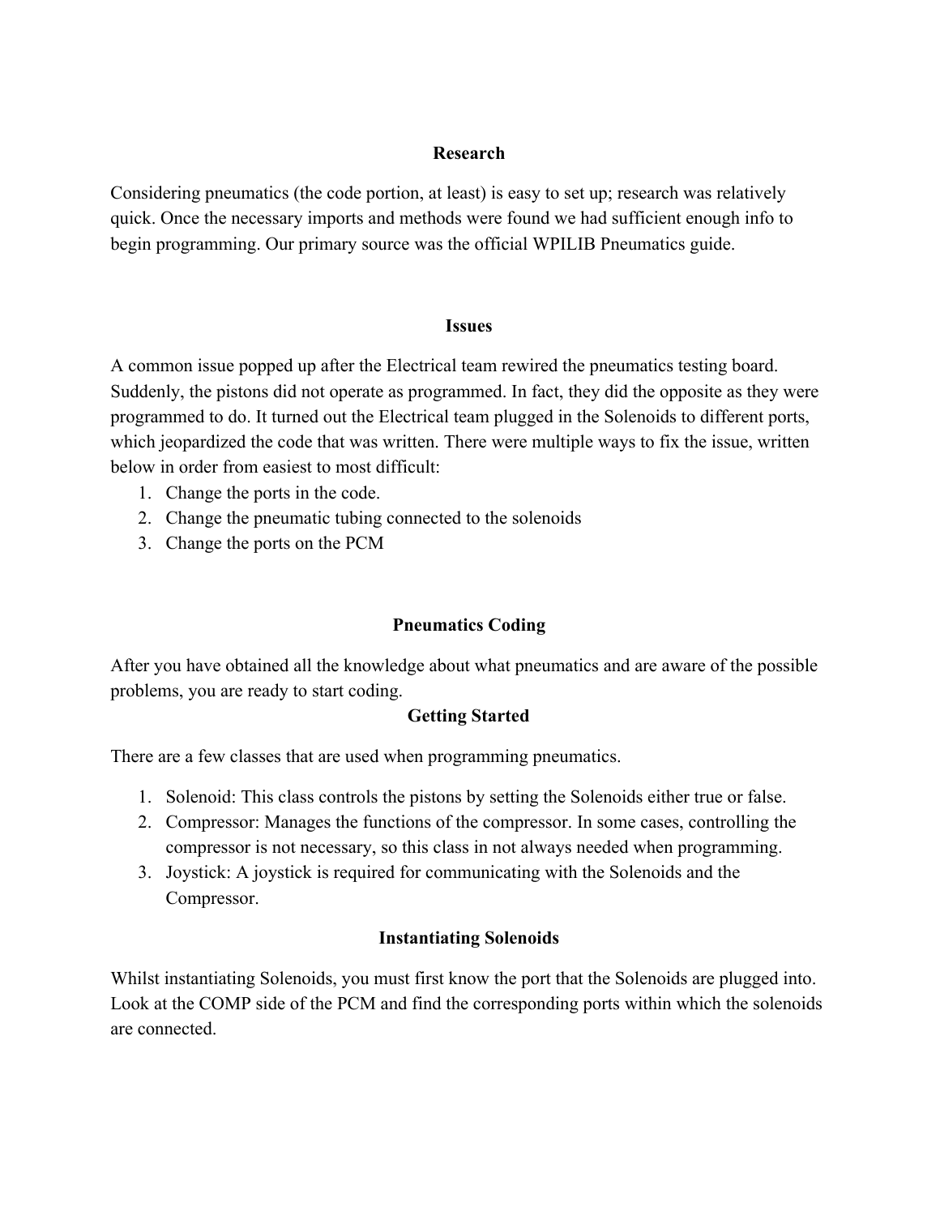## Research

Considering pneumatics (the code portion, at least) is easy to set up; research was relatively quick. Once the necessary imports and methods were found we had sufficient enough info to begin programming. Our primary source was the official WPILIB Pneumatics guide.

## Issues

A common issue popped up after the Electrical team rewired the pneumatics testing board. Suddenly, the pistons did not operate as programmed. In fact, they did the opposite as they were programmed to do. It turned out the Electrical team plugged in the Solenoids to different ports, which jeopardized the code that was written. There were multiple ways to fix the issue, written below in order from easiest to most difficult:

1. Change the ports in the code.
2. Change the pneumatic tubing connected to the solenoids
3. Change the ports on the PCM

## Pneumatics Coding

After you have obtained all the knowledge about what pneumatics and are aware of the possible problems, you are ready to start coding.

### Getting Started

There are a few classes that are used when programming pneumatics.

1. Solenoid: This class controls the pistons by setting the Solenoids either true or false.
2. Compressor: Manages the functions of the compressor. In some cases, controlling the compressor is not necessary, so this class in not always needed when programming.
3. Joystick: A joystick is required for communicating with the Solenoids and the Compressor.

### Instantiating Solenoids

Whilst instantiating Solenoids, you must first know the port that the Solenoids are plugged into. Look at the COMP side of the PCM and find the corresponding ports within which the solenoids are connected.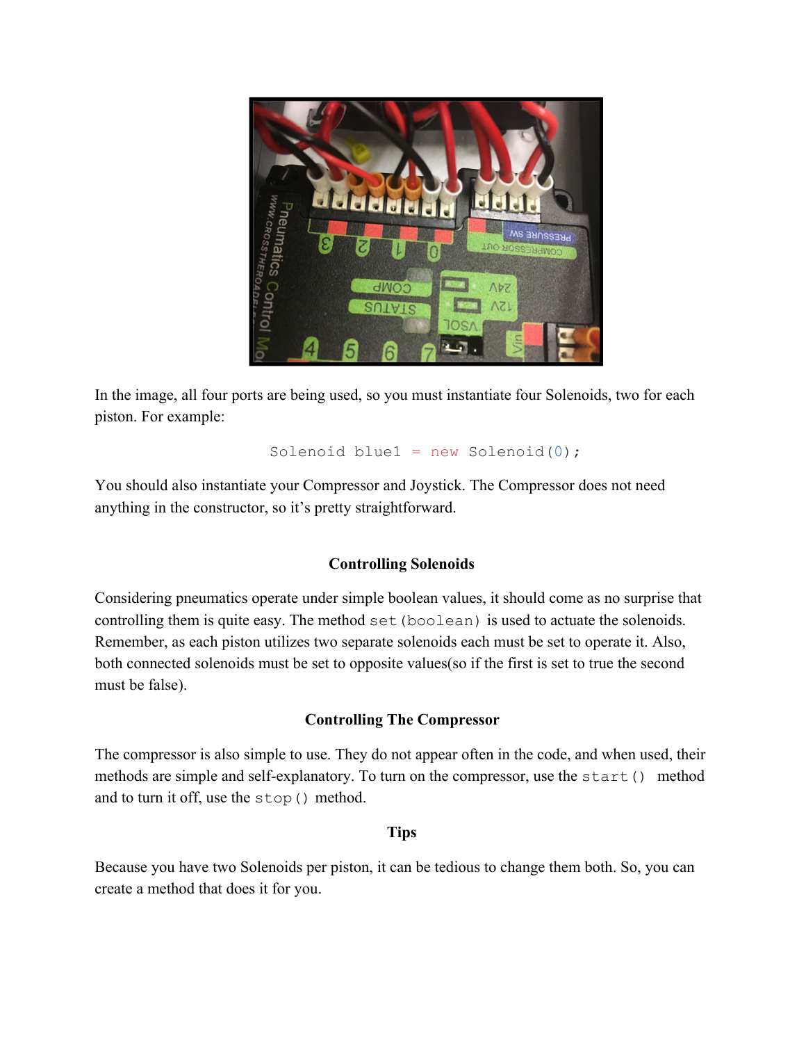In the image, all four ports are being used, so you must instantiate four Solenoids, two for each piston. For example:

```
Solenoid blue1 = new Solenoid(0);
```

You should also instantiate your Compressor and Joystick. The Compressor does not need anything in the constructor, so it's pretty straightforward.

**Controlling Solenoids**

Considering pneumatics operate under simple boolean values, it should come as no surprise that controlling them is quite easy. The method `set(boolean)` is used to actuate the solenoids. Remember, as each piston utilizes two separate solenoids each must be set to operate it. Also, both connected solenoids must be set to opposite values(so if the first is set to true the second must be false).

**Controlling The Compressor**

The compressor is also simple to use. They do not appear often in the code, and when used, their methods are simple and self-explanatory. To turn on the compressor, use the `start()` method and to turn it off, use the `stop()` method.

**Tips**

Because you have two Solenoids per piston, it can be tedious to change them both. So, you can create a method that does it for you.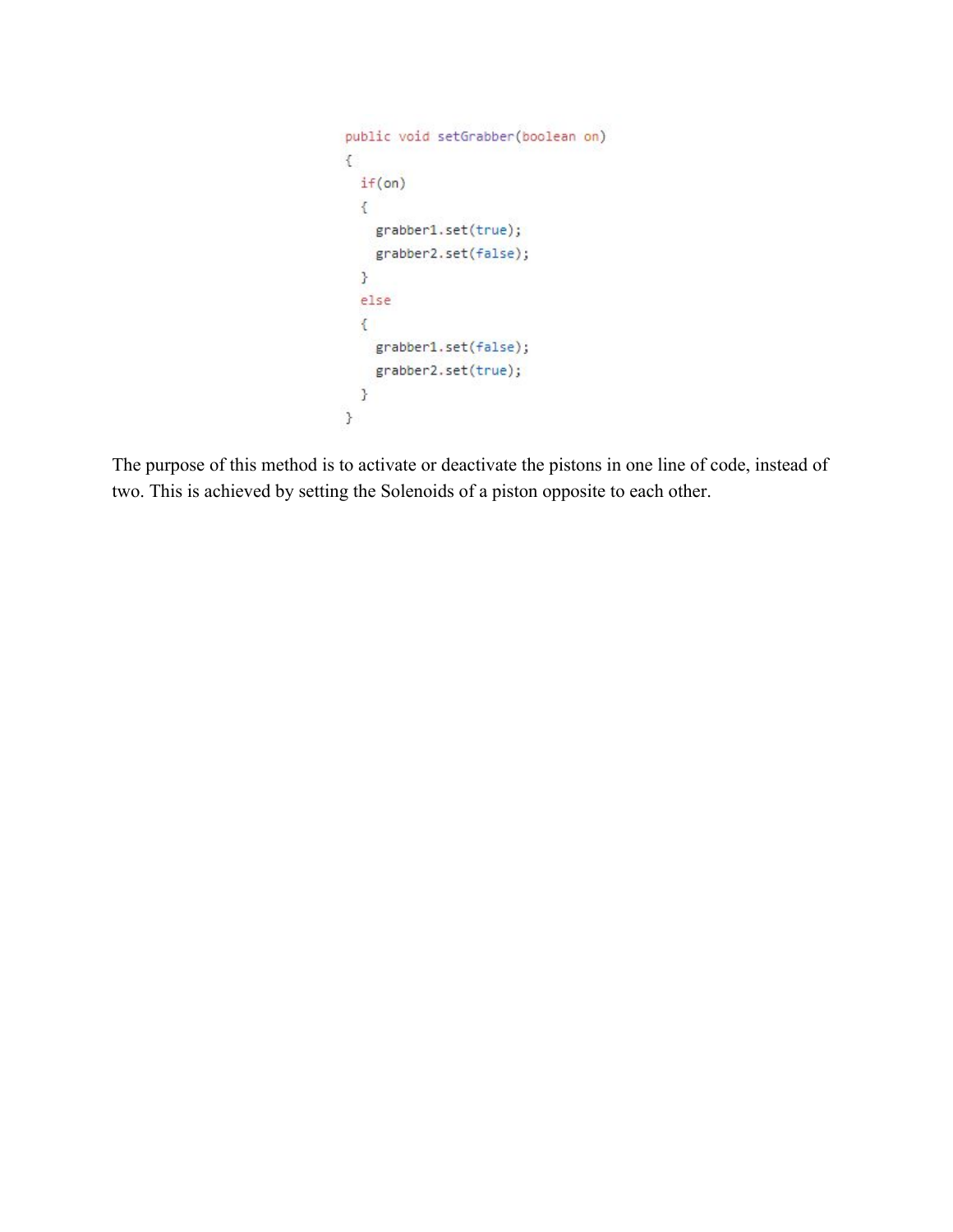```java
public void setGrabber(boolean on)
{
  if(on)
  {
    grabber1.set(true);
    grabber2.set(false);
  }
  else
  {
    grabber1.set(false);
    grabber2.set(true);
  }
}
```

The purpose of this method is to activate or deactivate the pistons in one line of code, instead of two. This is achieved by setting the Solenoids of a piston opposite to each other.